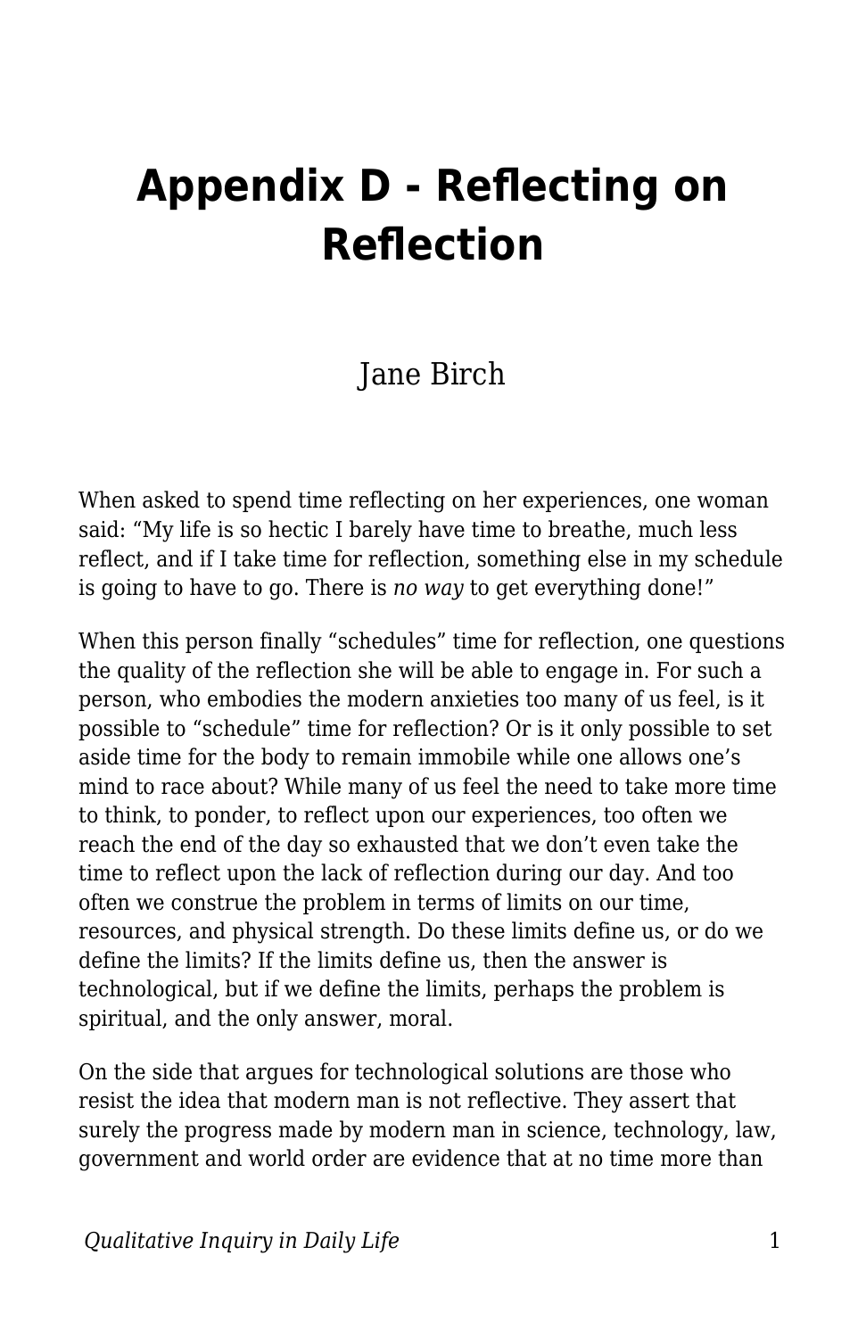# Appendix D - Reflecting on Reflection

Jane Birch

When asked to spend time reflecting on her experiences, one woman said: “My life is so hectic I barely have time to breathe, much less reflect, and if I take time for reflection, something else in my schedule is going to have to go. There is *no way* to get everything done!”

When this person finally “schedules” time for reflection, one questions the quality of the reflection she will be able to engage in. For such a person, who embodies the modern anxieties too many of us feel, is it possible to “schedule” time for reflection? Or is it only possible to set aside time for the body to remain immobile while one allows one’s mind to race about? While many of us feel the need to take more time to think, to ponder, to reflect upon our experiences, too often we reach the end of the day so exhausted that we don’t even take the time to reflect upon the lack of reflection during our day. And too often we construe the problem in terms of limits on our time, resources, and physical strength. Do these limits define us, or do we define the limits? If the limits define us, then the answer is technological, but if we define the limits, perhaps the problem is spiritual, and the only answer, moral.

On the side that argues for technological solutions are those who resist the idea that modern man is not reflective. They assert that surely the progress made by modern man in science, technology, law, government and world order are evidence that at no time more than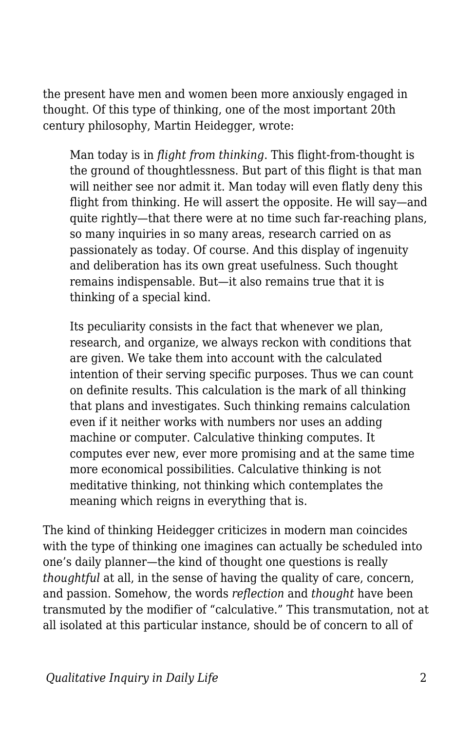the present have men and women been more anxiously engaged in thought. Of this type of thinking, one of the most important 20th century philosophy, Martin Heidegger, wrote:

> Man today is in *flight from thinking*. This flight-from-thought is the ground of thoughtlessness. But part of this flight is that man will neither see nor admit it. Man today will even flatly deny this flight from thinking. He will assert the opposite. He will say—and quite rightly—that there were at no time such far-reaching plans, so many inquiries in so many areas, research carried on as passionately as today. Of course. And this display of ingenuity and deliberation has its own great usefulness. Such thought remains indispensable. But—it also remains true that it is thinking of a special kind.
>
> Its peculiarity consists in the fact that whenever we plan, research, and organize, we always reckon with conditions that are given. We take them into account with the calculated intention of their serving specific purposes. Thus we can count on definite results. This calculation is the mark of all thinking that plans and investigates. Such thinking remains calculation even if it neither works with numbers nor uses an adding machine or computer. Calculative thinking computes. It computes ever new, ever more promising and at the same time more economical possibilities. Calculative thinking is not meditative thinking, not thinking which contemplates the meaning which reigns in everything that is.

The kind of thinking Heidegger criticizes in modern man coincides with the type of thinking one imagines can actually be scheduled into one's daily planner—the kind of thought one questions is really *thoughtful* at all, in the sense of having the quality of care, concern, and passion. Somehow, the words *reflection* and *thought* have been transmuted by the modifier of "calculative." This transmutation, not at all isolated at this particular instance, should be of concern to all of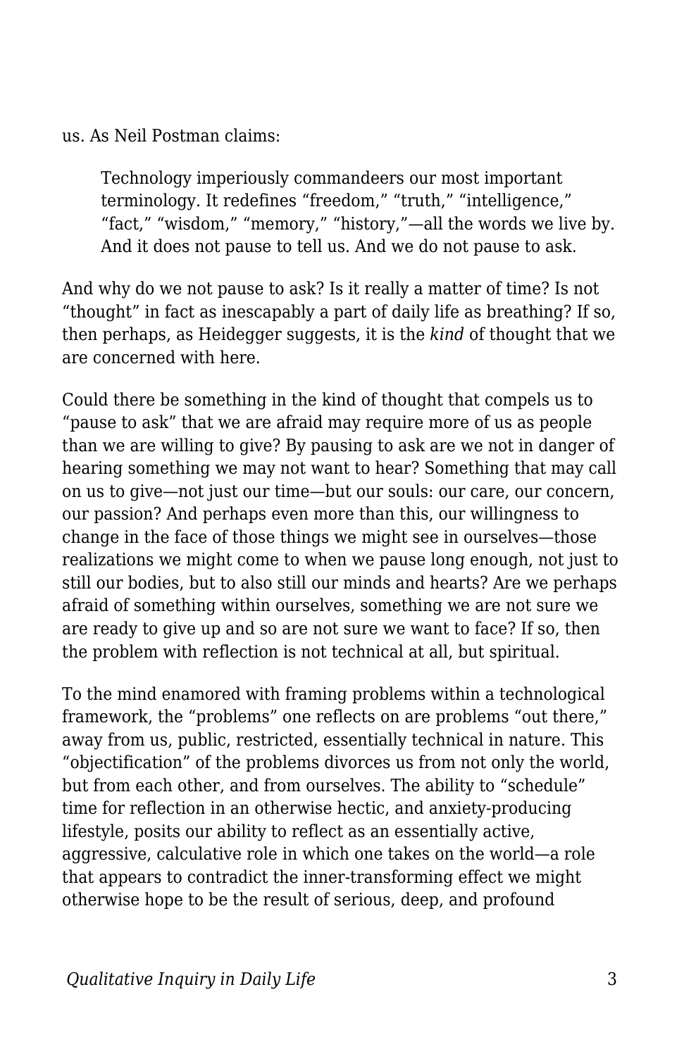us. As Neil Postman claims:

> Technology imperiously commandeers our most important terminology. It redefines "freedom," "truth," "intelligence," "fact," "wisdom," "memory," "history,"—all the words we live by. And it does not pause to tell us. And we do not pause to ask.

And why do we not pause to ask? Is it really a matter of time? Is not "thought" in fact as inescapably a part of daily life as breathing? If so, then perhaps, as Heidegger suggests, it is the *kind* of thought that we are concerned with here.

Could there be something in the kind of thought that compels us to "pause to ask" that we are afraid may require more of us as people than we are willing to give? By pausing to ask are we not in danger of hearing something we may not want to hear? Something that may call on us to give—not just our time—but our souls: our care, our concern, our passion? And perhaps even more than this, our willingness to change in the face of those things we might see in ourselves—those realizations we might come to when we pause long enough, not just to still our bodies, but to also still our minds and hearts? Are we perhaps afraid of something within ourselves, something we are not sure we are ready to give up and so are not sure we want to face? If so, then the problem with reflection is not technical at all, but spiritual.

To the mind enamored with framing problems within a technological framework, the "problems" one reflects on are problems "out there," away from us, public, restricted, essentially technical in nature. This "objectification" of the problems divorces us from not only the world, but from each other, and from ourselves. The ability to "schedule" time for reflection in an otherwise hectic, and anxiety-producing lifestyle, posits our ability to reflect as an essentially active, aggressive, calculative role in which one takes on the world—a role that appears to contradict the inner-transforming effect we might otherwise hope to be the result of serious, deep, and profound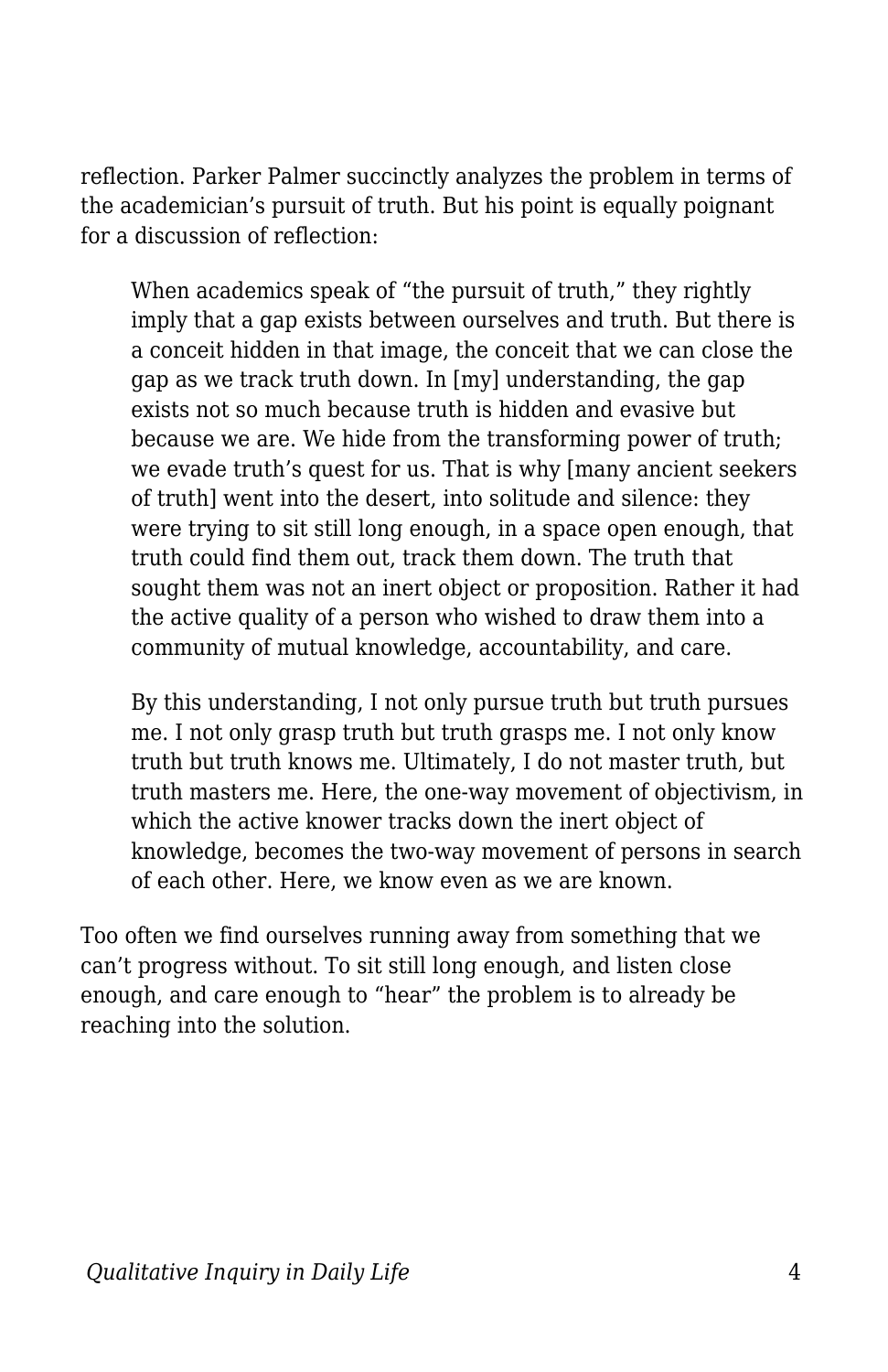reflection. Parker Palmer succinctly analyzes the problem in terms of the academician's pursuit of truth. But his point is equally poignant for a discussion of reflection:

> When academics speak of "the pursuit of truth," they rightly imply that a gap exists between ourselves and truth. But there is a conceit hidden in that image, the conceit that we can close the gap as we track truth down. In [my] understanding, the gap exists not so much because truth is hidden and evasive but because we are. We hide from the transforming power of truth; we evade truth's quest for us. That is why [many ancient seekers of truth] went into the desert, into solitude and silence: they were trying to sit still long enough, in a space open enough, that truth could find them out, track them down. The truth that sought them was not an inert object or proposition. Rather it had the active quality of a person who wished to draw them into a community of mutual knowledge, accountability, and care.
>
> By this understanding, I not only pursue truth but truth pursues me. I not only grasp truth but truth grasps me. I not only know truth but truth knows me. Ultimately, I do not master truth, but truth masters me. Here, the one-way movement of objectivism, in which the active knower tracks down the inert object of knowledge, becomes the two-way movement of persons in search of each other. Here, we know even as we are known.

Too often we find ourselves running away from something that we can't progress without. To sit still long enough, and listen close enough, and care enough to "hear" the problem is to already be reaching into the solution.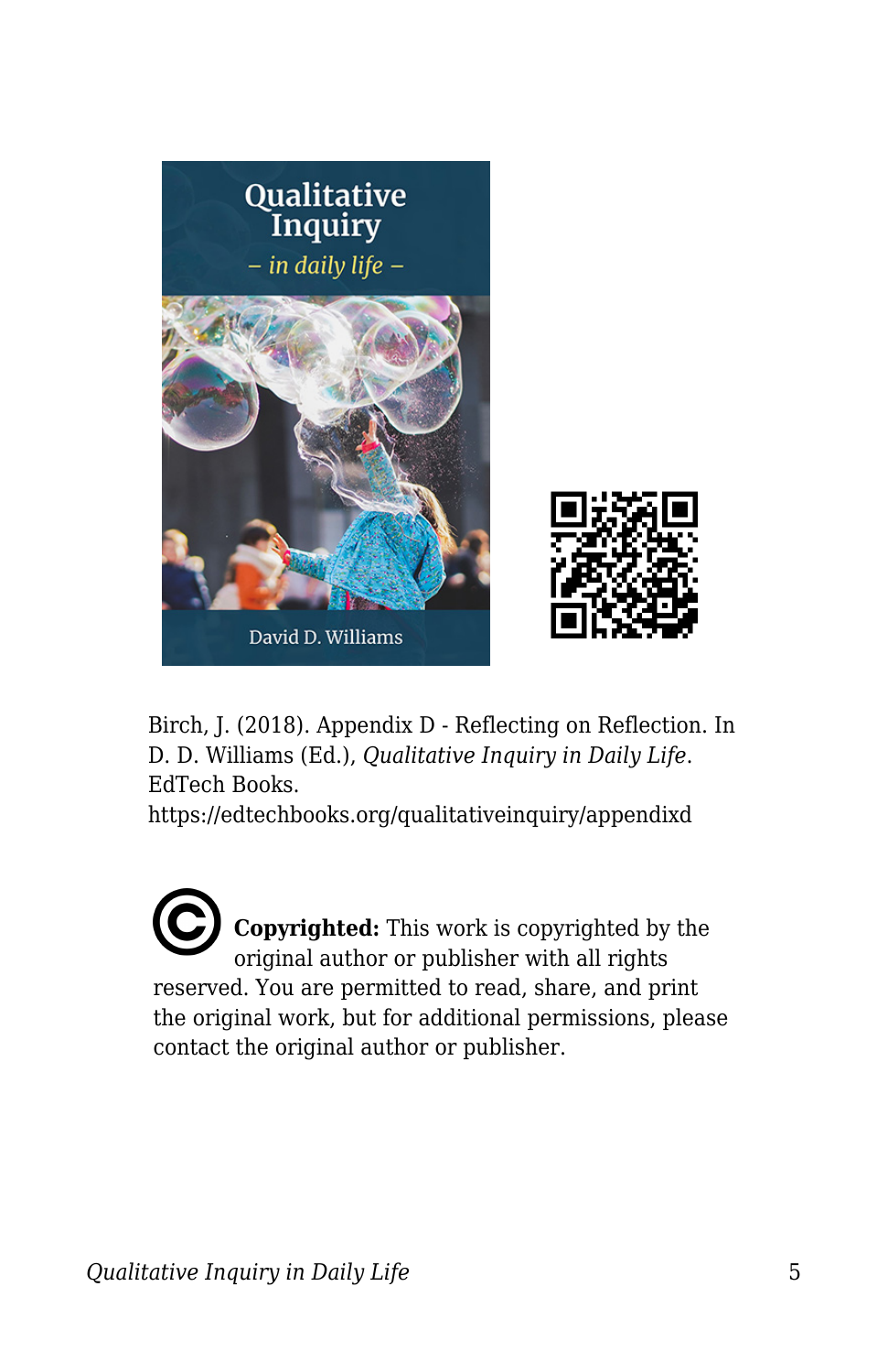Birch, J. (2018). Appendix D - Reflecting on Reflection. In D. D. Williams (Ed.), *Qualitative Inquiry in Daily Life*. EdTech Books. https://edtechbooks.org/qualitativeinquiry/appendixd

**Copyrighted:** This work is copyrighted by the original author or publisher with all rights reserved. You are permitted to read, share, and print the original work, but for additional permissions, please contact the original author or publisher.